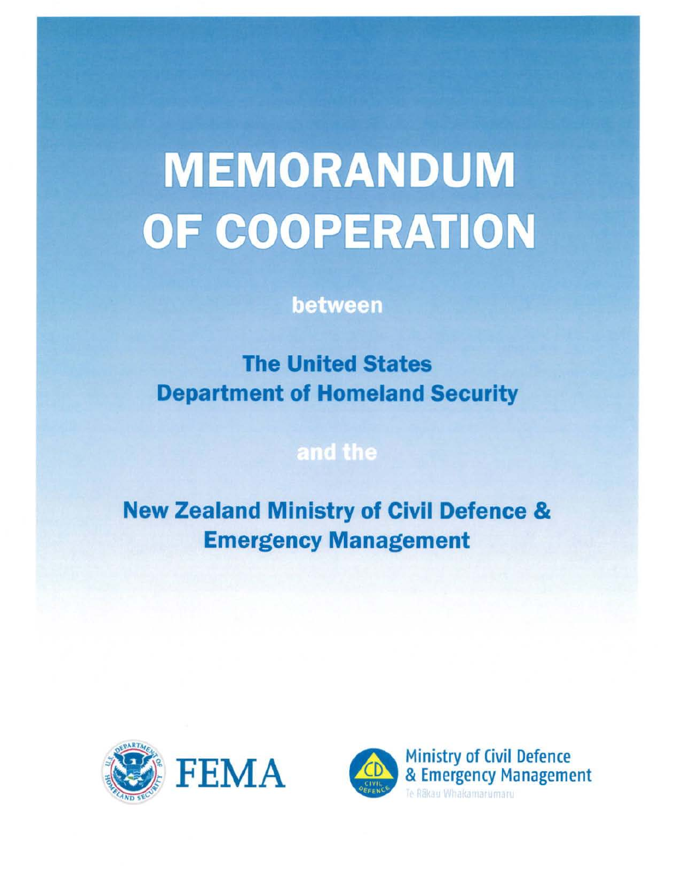# MEMORANDUM OF COOPERATION

between

## The United States Department of Homeland Security

and the

## New Zealand Ministry of Civil Defence & Emergency Management

FEMA

Ministry of Civil Defence & Emergency Management

Te Rākau Whakamarumaru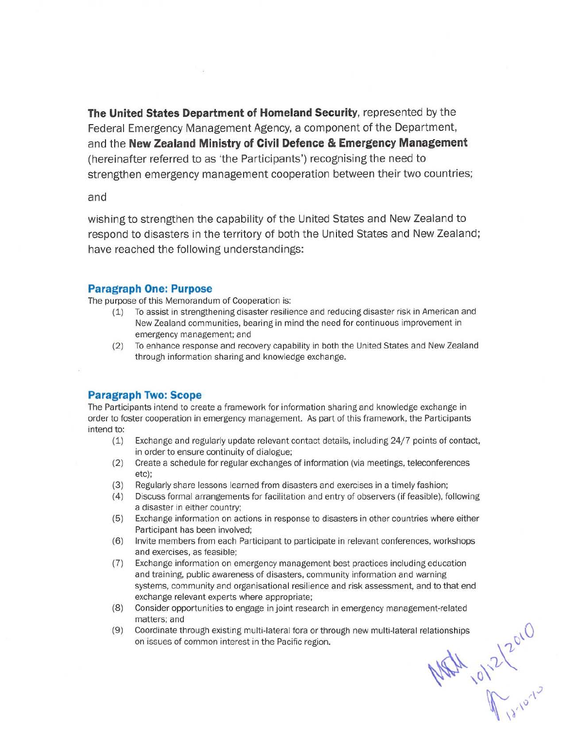**The United States Department of Homeland Security**, represented by the Federal Emergency Management Agency, a component of the Department, and the **New Zealand Ministry of Civil Defence & Emergency Management** (hereinafter referred to as 'the Participants') recognising the need to strengthen emergency management cooperation between their two countries;

and

wishing to strengthen the capability of the United States and New Zealand to respond to disasters in the territory of both the United States and New Zealand; have reached the following understandings:

## Paragraph One: Purpose

The purpose of this Memorandum of Cooperation is:

(1) To assist in strengthening disaster resilience and reducing disaster risk in American and New Zealand communities, bearing in mind the need for continuous improvement in emergency management; and

(2) To enhance response and recovery capability in both the United States and New Zealand through information sharing and knowledge exchange.

## Paragraph Two: Scope

The Participants intend to create a framework for information sharing and knowledge exchange in order to foster cooperation in emergency management. As part of this framework, the Participants intend to:

(1) Exchange and regularly update relevant contact details, including 24/7 points of contact, in order to ensure continuity of dialogue;

(2) Create a schedule for regular exchanges of information (via meetings, teleconferences etc);

(3) Regularly share lessons learned from disasters and exercises in a timely fashion;

(4) Discuss formal arrangements for facilitation and entry of observers (if feasible), following a disaster in either country;

(5) Exchange information on actions in response to disasters in other countries where either Participant has been involved;

(6) Invite members from each Participant to participate in relevant conferences, workshops and exercises, as feasible;

(7) Exchange information on emergency management best practices including education and training, public awareness of disasters, community information and warning systems, community and organisational resilience and risk assessment, and to that end exchange relevant experts where appropriate;

(8) Consider opportunities to engage in joint research in emergency management-related matters; and

(9) Coordinate through existing multi-lateral fora or through new multi-lateral relationships on issues of common interest in the Pacific region.

MKH 10/12/2010

12-10-10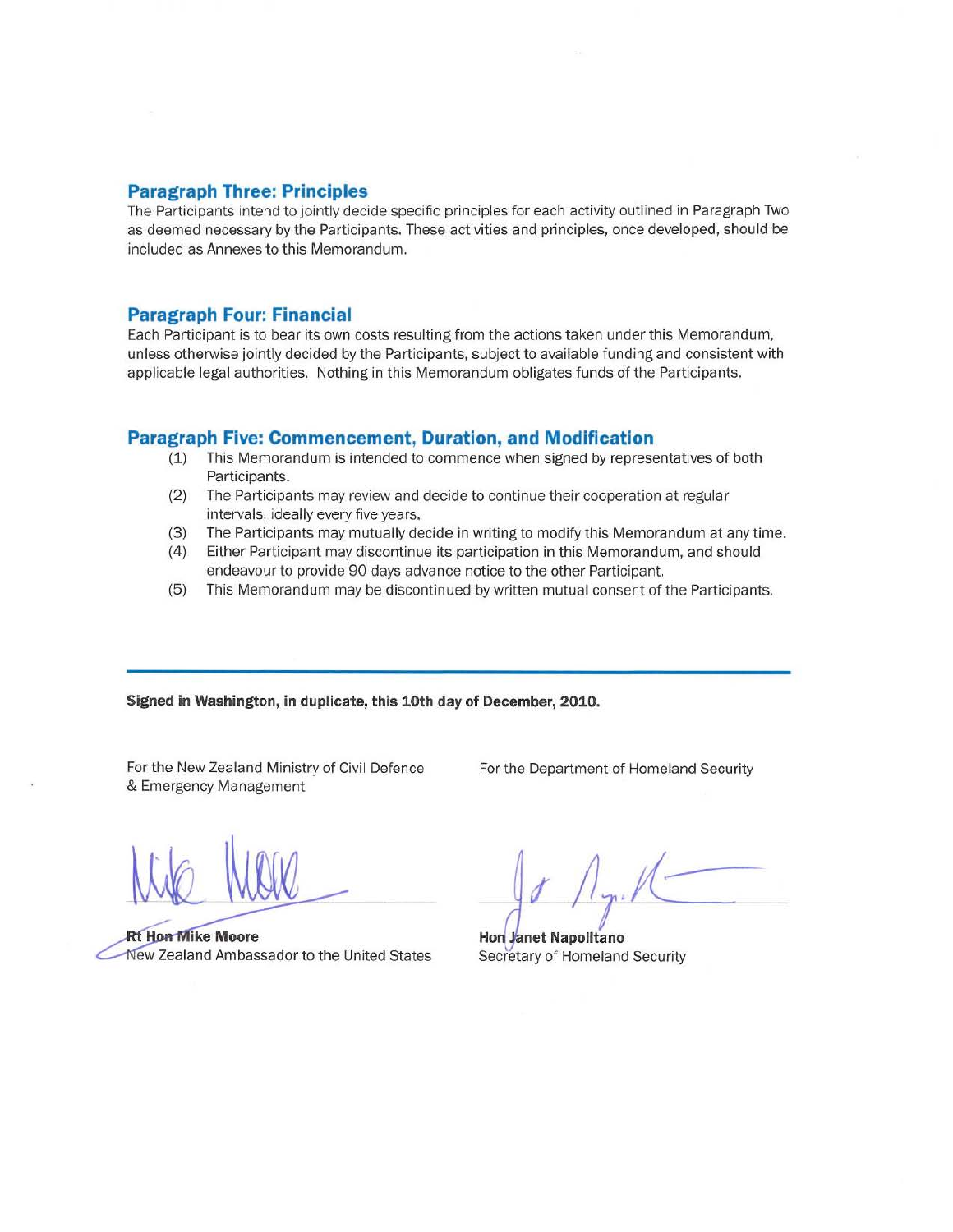## Paragraph Three: Principles

The Participants intend to jointly decide specific principles for each activity outlined in Paragraph Two as deemed necessary by the Participants. These activities and principles, once developed, should be included as Annexes to this Memorandum.

## Paragraph Four: Financial

Each Participant is to bear its own costs resulting from the actions taken under this Memorandum, unless otherwise jointly decided by the Participants, subject to available funding and consistent with applicable legal authorities. Nothing in this Memorandum obligates funds of the Participants.

## Paragraph Five: Commencement, Duration, and Modification

(1) This Memorandum is intended to commence when signed by representatives of both Participants.

(2) The Participants may review and decide to continue their cooperation at regular intervals, ideally every five years.

(3) The Participants may mutually decide in writing to modify this Memorandum at any time.

(4) Either Participant may discontinue its participation in this Memorandum, and should endeavour to provide 90 days advance notice to the other Participant.

(5) This Memorandum may be discontinued by written mutual consent of the Participants.

---

**Signed in Washington, in duplicate, this 10th day of December, 2010.**

| For the New Zealand Ministry of Civil Defence & Emergency Management | For the Department of Homeland Security |
|---|---|
| **Rt Hon Mike Moore**<br>New Zealand Ambassador to the United States | **Hon Janet Napolitano**<br>Secretary of Homeland Security |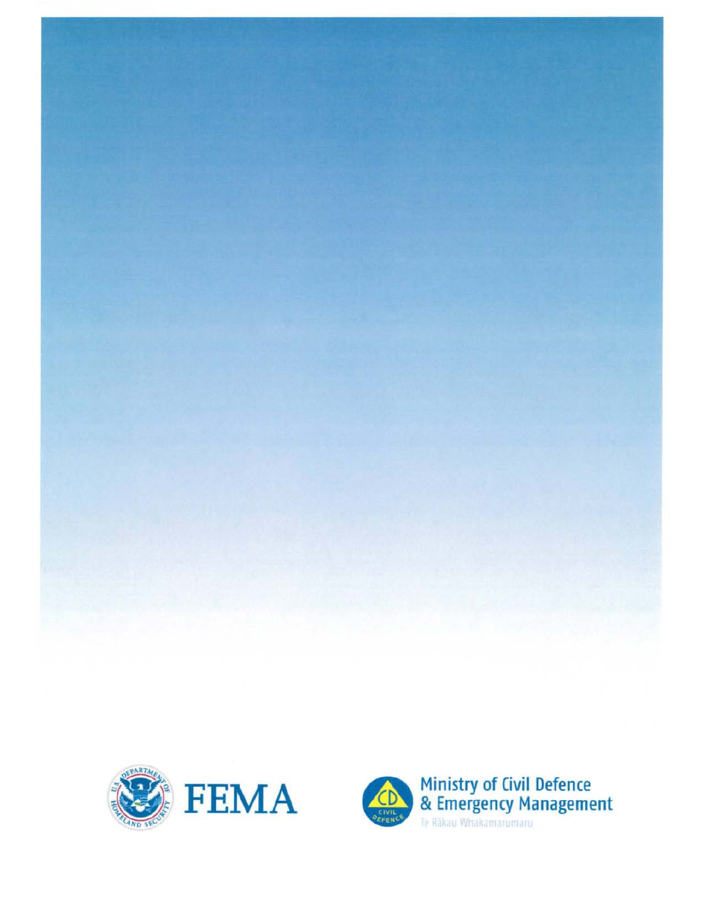FEMA

Ministry of Civil Defence
& Emergency Management

Te Rākau Whakamarumaru